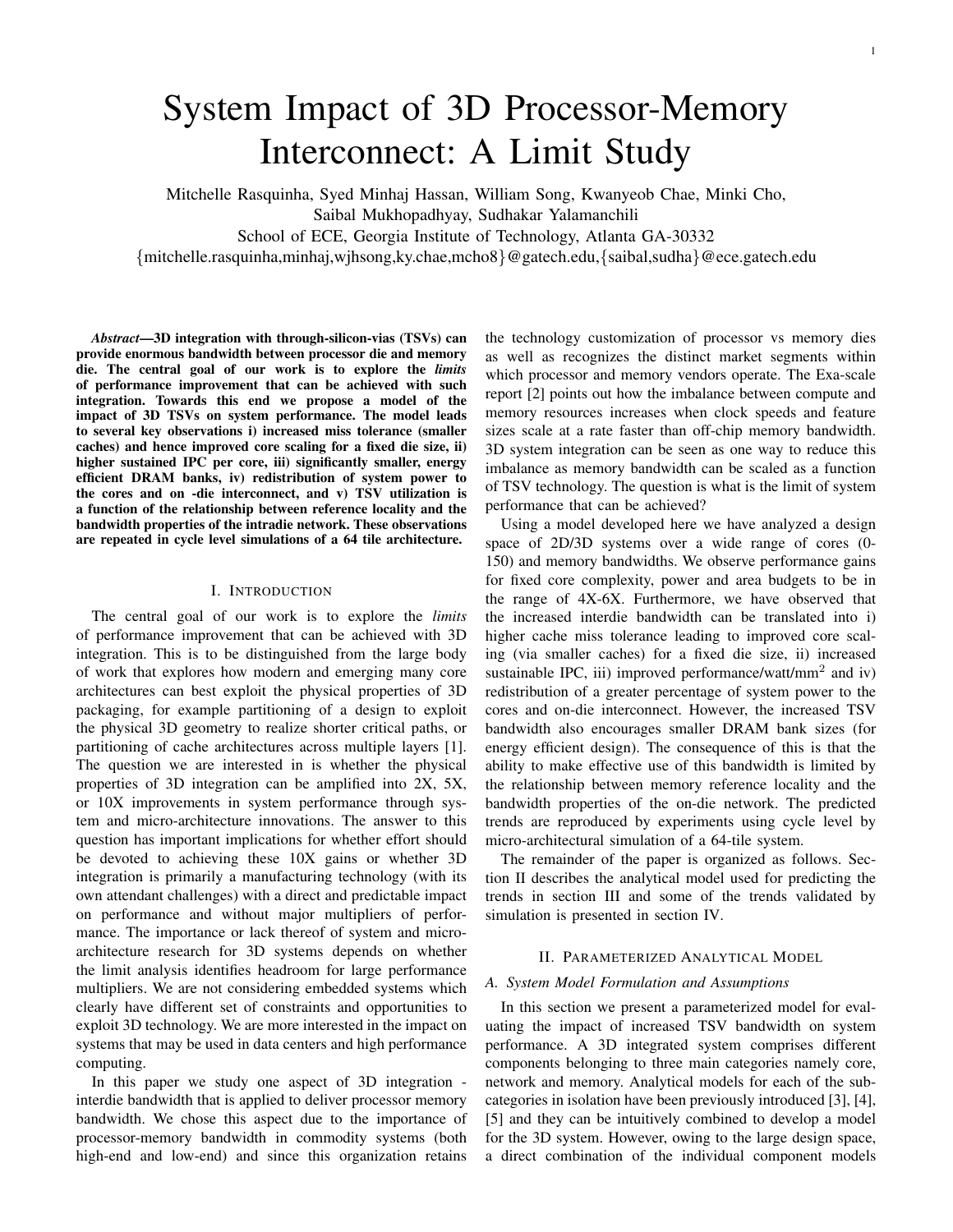# System Impact of 3D Processor-Memory Interconnect: A Limit Study

Mitchelle Rasquinha, Syed Minhaj Hassan, William Song, Kwanyeob Chae, Minki Cho, Saibal Mukhopadhyay, Sudhakar Yalamanchili

School of ECE, Georgia Institute of Technology, Atlanta GA-30332

{mitchelle.rasquinha,minhaj,wjhsong,ky.chae,mcho8}@gatech.edu,{saibal,sudha}@ece.gatech.edu

***Abstract*—3D integration with through-silicon-vias (TSVs) can provide enormous bandwidth between processor die and memory die. The central goal of our work is to explore the *limits* of performance improvement that can be achieved with such integration. Towards this end we propose a model of the impact of 3D TSVs on system performance. The model leads to several key observations i) increased miss tolerance (smaller caches) and hence improved core scaling for a fixed die size, ii) higher sustained IPC per core, iii) significantly smaller, energy efficient DRAM banks, iv) redistribution of system power to the cores and on -die interconnect, and v) TSV utilization is a function of the relationship between reference locality and the bandwidth properties of the intradie network. These observations are repeated in cycle level simulations of a 64 tile architecture.**

## I. Introduction

The central goal of our work is to explore the *limits* of performance improvement that can be achieved with 3D integration. This is to be distinguished from the large body of work that explores how modern and emerging many core architectures can best exploit the physical properties of 3D packaging, for example partitioning of a design to exploit the physical 3D geometry to realize shorter critical paths, or partitioning of cache architectures across multiple layers [1]. The question we are interested in is whether the physical properties of 3D integration can be amplified into 2X, 5X, or 10X improvements in system performance through system and micro-architecture innovations. The answer to this question has important implications for whether effort should be devoted to achieving these 10X gains or whether 3D integration is primarily a manufacturing technology (with its own attendant challenges) with a direct and predictable impact on performance and without major multipliers of performance. The importance or lack thereof of system and micro-architecture research for 3D systems depends on whether the limit analysis identifies headroom for large performance multipliers. We are not considering embedded systems which clearly have different set of constraints and opportunities to exploit 3D technology. We are more interested in the impact on systems that may be used in data centers and high performance computing.

In this paper we study one aspect of 3D integration - interdie bandwidth that is applied to deliver processor memory bandwidth. We chose this aspect due to the importance of processor-memory bandwidth in commodity systems (both high-end and low-end) and since this organization retains the technology customization of processor vs memory dies as well as recognizes the distinct market segments within which processor and memory vendors operate. The Exa-scale report [2] points out how the imbalance between compute and memory resources increases when clock speeds and feature sizes scale at a rate faster than off-chip memory bandwidth. 3D system integration can be seen as one way to reduce this imbalance as memory bandwidth can be scaled as a function of TSV technology. The question is what is the limit of system performance that can be achieved?

Using a model developed here we have analyzed a design space of 2D/3D systems over a wide range of cores (0-150) and memory bandwidths. We observe performance gains for fixed core complexity, power and area budgets to be in the range of 4X-6X. Furthermore, we have observed that the increased interdie bandwidth can be translated into i) higher cache miss tolerance leading to improved core scaling (via smaller caches) for a fixed die size, ii) increased sustainable IPC, iii) improved performance/watt/mm$^2$ and iv) redistribution of a greater percentage of system power to the cores and on-die interconnect. However, the increased TSV bandwidth also encourages smaller DRAM bank sizes (for energy efficient design). The consequence of this is that the ability to make effective use of this bandwidth is limited by the relationship between memory reference locality and the bandwidth properties of the on-die network. The predicted trends are reproduced by experiments using cycle level by micro-architectural simulation of a 64-tile system.

The remainder of the paper is organized as follows. Section II describes the analytical model used for predicting the trends in section III and some of the trends validated by simulation is presented in section IV.

## II. Parameterized Analytical Model

### A. System Model Formulation and Assumptions

In this section we present a parameterized model for evaluating the impact of increased TSV bandwidth on system performance. A 3D integrated system comprises different components belonging to three main categories namely core, network and memory. Analytical models for each of the sub-categories in isolation have been previously introduced [3], [4], [5] and they can be intuitively combined to develop a model for the 3D system. However, owing to the large design space, a direct combination of the individual component models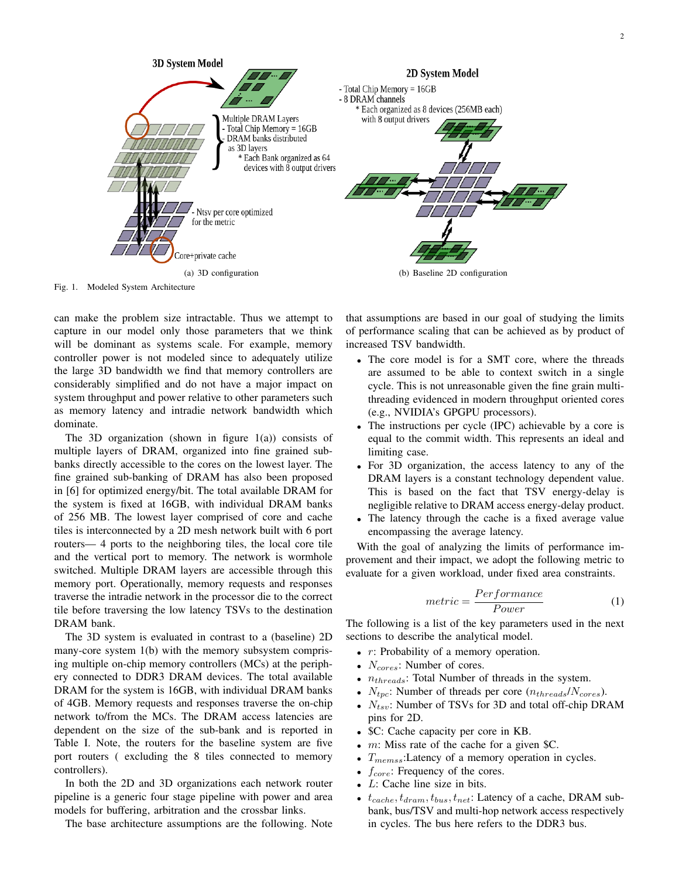(a) 3D configuration

(b) Baseline 2D configuration

Fig. 1. Modeled System Architecture

can make the problem size intractable. Thus we attempt to capture in our model only those parameters that we think will be dominant as systems scale. For example, memory controller power is not modeled since to adequately utilize the large 3D bandwidth we find that memory controllers are considerably simplified and do not have a major impact on system throughput and power relative to other parameters such as memory latency and intradie network bandwidth which dominate.

The 3D organization (shown in figure 1(a)) consists of multiple layers of DRAM, organized into fine grained sub-banks directly accessible to the cores on the lowest layer. The fine grained sub-banking of DRAM has also been proposed in [6] for optimized energy/bit. The total available DRAM for the system is fixed at 16GB, with individual DRAM banks of 256 MB. The lowest layer comprised of core and cache tiles is interconnected by a 2D mesh network built with 6 port routers— 4 ports to the neighboring tiles, the local core tile and the vertical port to memory. The network is wormhole switched. Multiple DRAM layers are accessible through this memory port. Operationally, memory requests and responses traverse the intradie network in the processor die to the correct tile before traversing the low latency TSVs to the destination DRAM bank.

The 3D system is evaluated in contrast to a (baseline) 2D many-core system 1(b) with the memory subsystem comprising multiple on-chip memory controllers (MCs) at the periphery connected to DDR3 DRAM devices. The total available DRAM for the system is 16GB, with individual DRAM banks of 4GB. Memory requests and responses traverse the on-chip network to/from the MCs. The DRAM access latencies are dependent on the size of the sub-bank and is reported in Table I. Note, the routers for the baseline system are five port routers ( excluding the 8 tiles connected to memory controllers).

In both the 2D and 3D organizations each network router pipeline is a generic four stage pipeline with power and area models for buffering, arbitration and the crossbar links.

The base architecture assumptions are the following. Note that assumptions are based in our goal of studying the limits of performance scaling that can be achieved as by product of increased TSV bandwidth.

- The core model is for a SMT core, where the threads are assumed to be able to context switch in a single cycle. This is not unreasonable given the fine grain multi-threading evidenced in modern throughput oriented cores (e.g., NVIDIA's GPGPU processors).
- The instructions per cycle (IPC) achievable by a core is equal to the commit width. This represents an ideal and limiting case.
- For 3D organization, the access latency to any of the DRAM layers is a constant technology dependent value. This is based on the fact that TSV energy-delay is negligible relative to DRAM access energy-delay product.
- The latency through the cache is a fixed average value encompassing the average latency.

With the goal of analyzing the limits of performance improvement and their impact, we adopt the following metric to evaluate for a given workload, under fixed area constraints.

$$metric = \frac{Performance}{Power} \tag{1}$$

The following is a list of the key parameters used in the next sections to describe the analytical model.

- $r$: Probability of a memory operation.
- $N_{cores}$: Number of cores.
- $n_{threads}$: Total Number of threads in the system.
- $N_{tpc}$: Number of threads per core ($n_{threads}/N_{cores}$).
- $N_{tsv}$: Number of TSVs for 3D and total off-chip DRAM pins for 2D.
- $C: Cache capacity per core in KB.
- $m$: Miss rate of the cache for a given $C.
- $T_{memss}$:Latency of a memory operation in cycles.
- $f_{core}$: Frequency of the cores.
- $L$: Cache line size in bits.
- $t_{cache}, t_{dram}, t_{bus}, t_{net}$: Latency of a cache, DRAM sub-bank, bus/TSV and multi-hop network access respectively in cycles. The bus here refers to the DDR3 bus.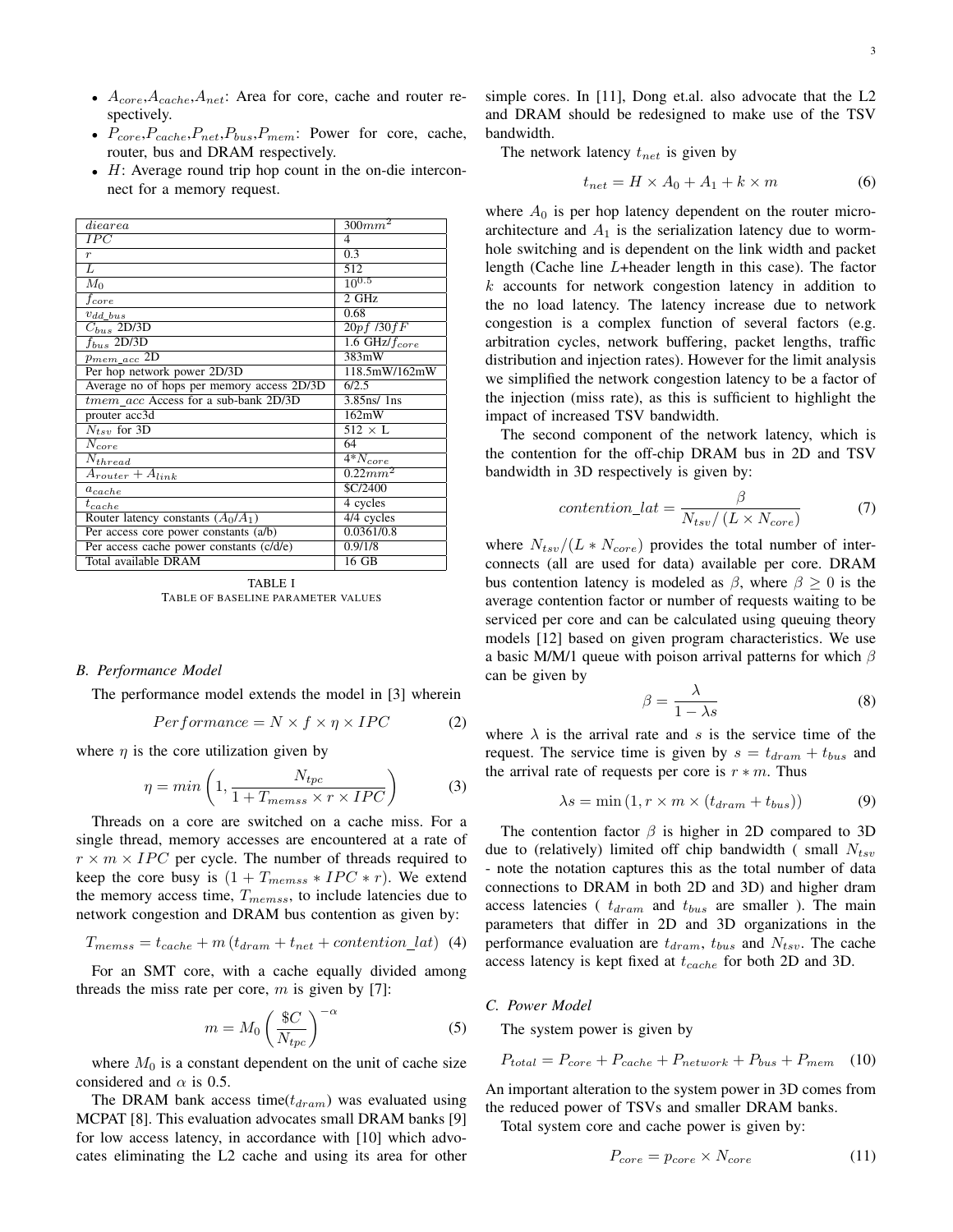- $A_{core}$,$A_{cache}$,$A_{net}$: Area for core, cache and router respectively.
- $P_{core}$,$P_{cache}$,$P_{net}$,$P_{bus}$,$P_{mem}$: Power for core, cache, router, bus and DRAM respectively.
- $H$: Average round trip hop count in the on-die interconnect for a memory request.

| $diearea$ | $300mm^2$ |
|---|---|
| $IPC$ | 4 |
| $r$ | 0.3 |
| $L$ | 512 |
| $M_0$ | $10^{0.5}$ |
| $f_{core}$ | 2 GHz |
| $v_{dd\_bus}$ | 0.68 |
| $C_{bus}$ 2D/3D | $20pf$ /$30fF$ |
| $f_{bus}$ 2D/3D | 1.6 GHz/$f_{core}$ |
| $p_{mem\_acc}$ 2D | 383mW |
| Per hop network power 2D/3D | 118.5mW/162mW |
| Average no of hops per memory access 2D/3D | 6/2.5 |
| $tmem\_acc$ Access for a sub-bank 2D/3D | 3.85ns/ 1ns |
| prouter acc3d | 162mW |
| $N_{tsv}$ for 3D | 512 $\times$ L |
| $N_{core}$ | 64 |
| $N_{thread}$ | 4*$N_{core}$ |
| $A_{router} + A_{link}$ | $0.22mm^2$ |
| $a_{cache}$ | \$C/2400 |
| $t_{cache}$ | 4 cycles |
| Router latency constants ($A_0$/$A_1$) | 4/4 cycles |
| Per access core power constants (a/b) | 0.0361/0.8 |
| Per access cache power constants (c/d/e) | 0.9/1/8 |
| Total available DRAM | 16 GB |

TABLE I
TABLE OF BASELINE PARAMETER VALUES

### B. Performance Model

The performance model extends the model in [3] wherein

$$Performance = N \times f \times \eta \times IPC \tag{2}$$

where $\eta$ is the core utilization given by

$$\eta = min\left(1, \frac{N_{tpc}}{1 + T_{memss} \times r \times IPC}\right) \tag{3}$$

Threads on a core are switched on a cache miss. For a single thread, memory accesses are encountered at a rate of $r \times m \times IPC$ per cycle. The number of threads required to keep the core busy is $(1 + T_{memss} * IPC * r)$. We extend the memory access time, $T_{memss}$, to include latencies due to network congestion and DRAM bus contention as given by:

$$T_{memss} = t_{cache} + m\left(t_{dram} + t_{net} + contention\_lat\right) \tag{4}$$

For an SMT core, with a cache equally divided among threads the miss rate per core, $m$ is given by [7]:

$$m = M_0\left(\frac{\$C}{N_{tpc}}\right)^{-\alpha} \tag{5}$$

where $M_0$ is a constant dependent on the unit of cache size considered and $\alpha$ is 0.5.

The DRAM bank access time($t_{dram}$) was evaluated using MCPAT [8]. This evaluation advocates small DRAM banks [9] for low access latency, in accordance with [10] which advocates eliminating the L2 cache and using its area for other simple cores. In [11], Dong et.al. also advocate that the L2 and DRAM should be redesigned to make use of the TSV bandwidth.

The network latency $t_{net}$ is given by

$$t_{net} = H \times A_0 + A_1 + k \times m \tag{6}$$

where $A_0$ is per hop latency dependent on the router micro-architecture and $A_1$ is the serialization latency due to worm-hole switching and is dependent on the link width and packet length (Cache line $L$+header length in this case). The factor $k$ accounts for network congestion latency in addition to the no load latency. The latency increase due to network congestion is a complex function of several factors (e.g. arbitration cycles, network buffering, packet lengths, traffic distribution and injection rates). However for the limit analysis we simplified the network congestion latency to be a factor of the injection (miss rate), as this is sufficient to highlight the impact of increased TSV bandwidth.

The second component of the network latency, which is the contention for the off-chip DRAM bus in 2D and TSV bandwidth in 3D respectively is given by:

$$contention\_lat = \frac{\beta}{N_{tsv}/\left(L \times N_{core}\right)} \tag{7}$$

where $N_{tsv}/(L * N_{core})$ provides the total number of interconnects (all are used for data) available per core. DRAM bus contention latency is modeled as $\beta$, where $\beta \geq 0$ is the average contention factor or number of requests waiting to be serviced per core and can be calculated using queuing theory models [12] based on given program characteristics. We use a basic M/M/1 queue with poison arrival patterns for which $\beta$ can be given by

$$\beta = \frac{\lambda}{1 - \lambda s} \tag{8}$$

where $\lambda$ is the arrival rate and $s$ is the service time of the request. The service time is given by $s = t_{dram} + t_{bus}$ and the arrival rate of requests per core is $r * m$. Thus

$$\lambda s = \min\left(1, r \times m \times (t_{dram} + t_{bus})\right) \tag{9}$$

The contention factor $\beta$ is higher in 2D compared to 3D due to (relatively) limited off chip bandwidth ( small $N_{tsv}$ - note the notation captures this as the total number of data connections to DRAM in both 2D and 3D) and higher dram access latencies ( $t_{dram}$ and $t_{bus}$ are smaller ). The main parameters that differ in 2D and 3D organizations in the performance evaluation are $t_{dram}$, $t_{bus}$ and $N_{tsv}$. The cache access latency is kept fixed at $t_{cache}$ for both 2D and 3D.

### C. Power Model

The system power is given by

$$P_{total} = P_{core} + P_{cache} + P_{network} + P_{bus} + P_{mem} \tag{10}$$

An important alteration to the system power in 3D comes from the reduced power of TSVs and smaller DRAM banks.

Total system core and cache power is given by:

$$P_{core} = p_{core} \times N_{core} \tag{11}$$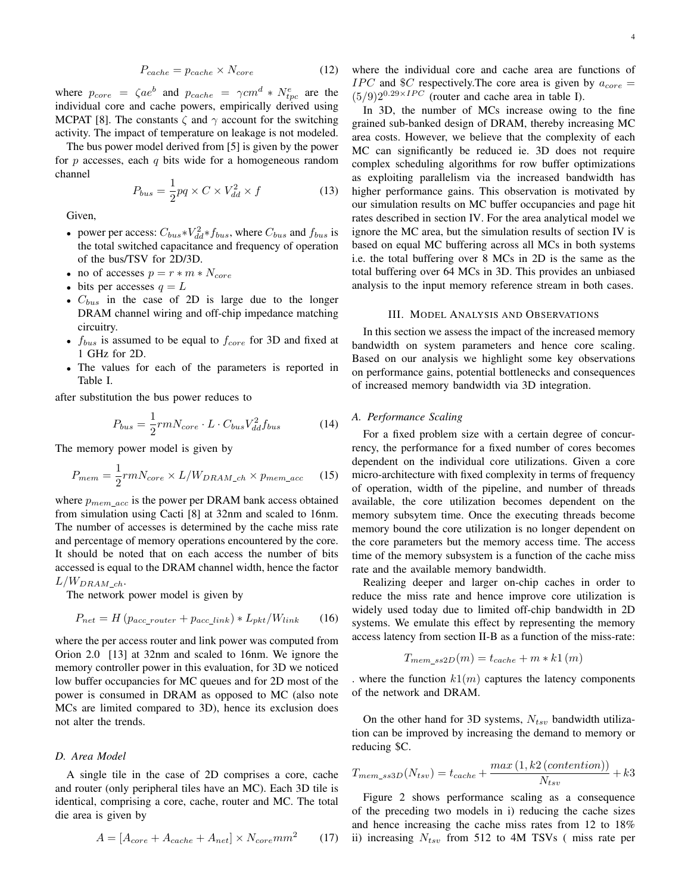$$P_{cache} = p_{cache} \times N_{core} \tag{12}$$

where $p_{core} = \zeta a e^{b}$ and $p_{cache} = \gamma c m^{d} * N_{tpc}^{e}$ are the individual core and cache powers, empirically derived using MCPAT [8]. The constants $\zeta$ and $\gamma$ account for the switching activity. The impact of temperature on leakage is not modeled.

The bus power model derived from [5] is given by the power for $p$ accesses, each $q$ bits wide for a homogeneous random channel

$$P_{bus} = \frac{1}{2} pq \times C \times V_{dd}^{2} \times f \tag{13}$$

Given,

- power per access: $C_{bus} * V_{dd}^{2} * f_{bus}$, where $C_{bus}$ and $f_{bus}$ is the total switched capacitance and frequency of operation of the bus/TSV for 2D/3D.
- no of accesses $p = r * m * N_{core}$
- bits per accesses $q = L$
- $C_{bus}$ in the case of 2D is large due to the longer DRAM channel wiring and off-chip impedance matching circuitry.
- $f_{bus}$ is assumed to be equal to $f_{core}$ for 3D and fixed at 1 GHz for 2D.
- The values for each of the parameters is reported in Table I.

after substitution the bus power reduces to

$$P_{bus} = \frac{1}{2} r m N_{core} \cdot L \cdot C_{bus} V_{dd}^{2} f_{bus} \tag{14}$$

The memory power model is given by

$$P_{mem} = \frac{1}{2} r m N_{core} \times L / W_{DRAM\_ch} \times p_{mem\_acc} \tag{15}$$

where $p_{mem\_acc}$ is the power per DRAM bank access obtained from simulation using Cacti [8] at 32nm and scaled to 16nm. The number of accesses is determined by the cache miss rate and percentage of memory operations encountered by the core. It should be noted that on each access the number of bits accessed is equal to the DRAM channel width, hence the factor $L/W_{DRAM\_ch}$.

The network power model is given by

$$P_{net} = H \left( p_{acc\_router} + p_{acc\_link} \right) * L_{pkt} / W_{link} \tag{16}$$

where the per access router and link power was computed from Orion 2.0 [13] at 32nm and scaled to 16nm. We ignore the memory controller power in this evaluation, for 3D we noticed low buffer occupancies for MC queues and for 2D most of the power is consumed in DRAM as opposed to MC (also note MCs are limited compared to 3D), hence its exclusion does not alter the trends.

### D. Area Model

A single tile in the case of 2D comprises a core, cache and router (only peripheral tiles have an MC). Each 3D tile is identical, comprising a core, cache, router and MC. The total die area is given by

$$A = \left[ A_{core} + A_{cache} + A_{net} \right] \times N_{core} mm^{2} \tag{17}$$

where the individual core and cache area are functions of $IPC$ and $\$C$ respectively.The core area is given by $a_{core} = (5/9) 2^{0.29 \times IPC}$ (router and cache area in table I).

In 3D, the number of MCs increase owing to the fine grained sub-banked design of DRAM, thereby increasing MC area costs. However, we believe that the complexity of each MC can significantly be reduced ie. 3D does not require complex scheduling algorithms for row buffer optimizations as exploiting parallelism via the increased bandwidth has higher performance gains. This observation is motivated by our simulation results on MC buffer occupancies and page hit rates described in section IV. For the area analytical model we ignore the MC area, but the simulation results of section IV is based on equal MC buffering across all MCs in both systems i.e. the total buffering over 8 MCs in 2D is the same as the total buffering over 64 MCs in 3D. This provides an unbiased analysis to the input memory reference stream in both cases.

## III. Model Analysis and Observations

In this section we assess the impact of the increased memory bandwidth on system parameters and hence core scaling. Based on our analysis we highlight some key observations on performance gains, potential bottlenecks and consequences of increased memory bandwidth via 3D integration.

### A. Performance Scaling

For a fixed problem size with a certain degree of concurrency, the performance for a fixed number of cores becomes dependent on the individual core utilizations. Given a core micro-architecture with fixed complexity in terms of frequency of operation, width of the pipeline, and number of threads available, the core utilization becomes dependent on the memory subsytem time. Once the executing threads become memory bound the core utilization is no longer dependent on the core parameters but the memory access time. The access time of the memory subsystem is a function of the cache miss rate and the available memory bandwidth.

Realizing deeper and larger on-chip caches in order to reduce the miss rate and hence improve core utilization is widely used today due to limited off-chip bandwidth in 2D systems. We emulate this effect by representing the memory access latency from section II-B as a function of the miss-rate:

$$T_{mem\_ss2D}(m) = t_{cache} + m * k1\,(m)$$

. where the function $k1(m)$ captures the latency components of the network and DRAM.

On the other hand for 3D systems, $N_{tsv}$ bandwidth utilization can be improved by increasing the demand to memory or reducing $\$C$.

$$T_{mem\_ss3D}(N_{tsv}) = t_{cache} + \frac{max\left(1, k2\,(contention)\right)}{N_{tsv}} + k3$$

Figure 2 shows performance scaling as a consequence of the preceding two models in i) reducing the cache sizes and hence increasing the cache miss rates from 12 to 18% ii) increasing $N_{tsv}$ from 512 to 4M TSVs ( miss rate per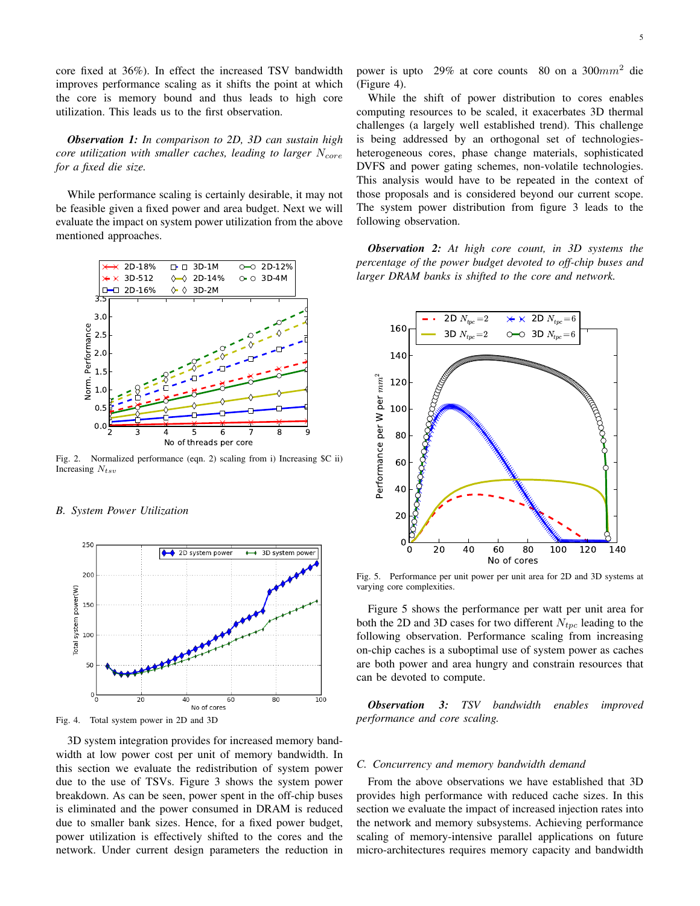core fixed at 36%). In effect the increased TSV bandwidth improves performance scaling as it shifts the point at which the core is memory bound and thus leads to high core utilization. This leads us to the first observation.

***Observation 1:*** *In comparison to 2D, 3D can sustain high core utilization with smaller caches, leading to larger $N_{core}$ for a fixed die size.*

While performance scaling is certainly desirable, it may not be feasible given a fixed power and area budget. Next we will evaluate the impact on system power utilization from the above mentioned approaches.

Fig. 2. Normalized performance (eqn. 2) scaling from i) Increasing \$C ii) Increasing $N_{tsv}$

### B. System Power Utilization

Fig. 4. Total system power in 2D and 3D

3D system integration provides for increased memory bandwidth at low power cost per unit of memory bandwidth. In this section we evaluate the redistribution of system power due to the use of TSVs. Figure 3 shows the system power breakdown. As can be seen, power spent in the off-chip buses is eliminated and the power consumed in DRAM is reduced due to smaller bank sizes. Hence, for a fixed power budget, power utilization is effectively shifted to the cores and the network. Under current design parameters the reduction in power is upto 29% at core counts 80 on a $300mm^2$ die (Figure 4).

While the shift of power distribution to cores enables computing resources to be scaled, it exacerbates 3D thermal challenges (a largely well established trend). This challenge is being addressed by an orthogonal set of technologies- heterogeneous cores, phase change materials, sophisticated DVFS and power gating schemes, non-volatile technologies. This analysis would have to be repeated in the context of those proposals and is considered beyond our current scope. The system power distribution from figure 3 leads to the following observation.

***Observation 2:*** *At high core count, in 3D systems the percentage of the power budget devoted to off-chip buses and larger DRAM banks is shifted to the core and network.*

Fig. 5. Performance per unit power per unit area for 2D and 3D systems at varying core complexities.

Figure 5 shows the performance per watt per unit area for both the 2D and 3D cases for two different $N_{tpc}$ leading to the following observation. Performance scaling from increasing on-chip caches is a suboptimal use of system power as caches are both power and area hungry and constrain resources that can be devoted to compute.

***Observation 3:*** *TSV bandwidth enables improved performance and core scaling.*

### C. Concurrency and memory bandwidth demand

From the above observations we have established that 3D provides high performance with reduced cache sizes. In this section we evaluate the impact of increased injection rates into the network and memory subsystems. Achieving performance scaling of memory-intensive parallel applications on future micro-architectures requires memory capacity and bandwidth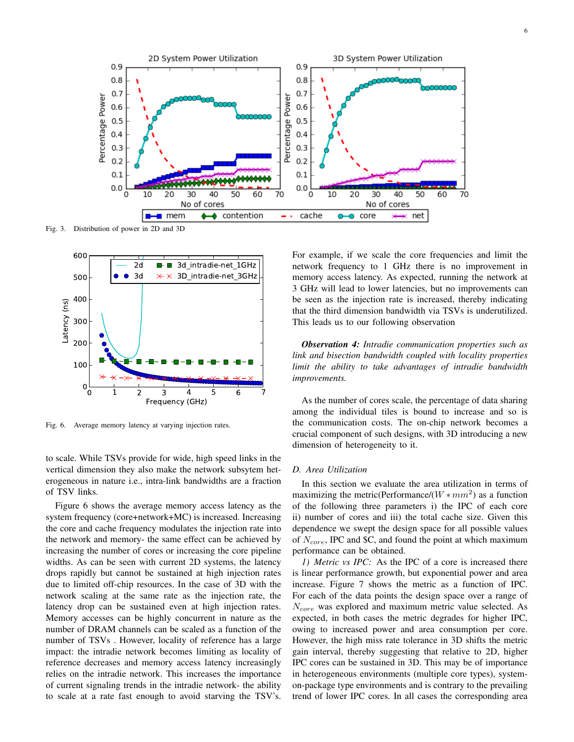Fig. 3. Distribution of power in 2D and 3D

Fig. 6. Average memory latency at varying injection rates.

to scale. While TSVs provide for wide, high speed links in the vertical dimension they also make the network subsystem heterogeneous in nature i.e., intra-link bandwidths are a fraction of TSV links.

Figure 6 shows the average memory access latency as the system frequency (core+network+MC) is increased. Increasing the core and cache frequency modulates the injection rate into the network and memory- the same effect can be achieved by increasing the number of cores or increasing the core pipeline widths. As can be seen with current 2D systems, the latency drops rapidly but cannot be sustained at high injection rates due to limited off-chip resources. In the case of 3D with the network scaling at the same rate as the injection rate, the latency drop can be sustained even at high injection rates. Memory accesses can be highly concurrent in nature as the number of DRAM channels can be scaled as a function of the number of TSVs . However, locality of reference has a large impact: the intradie network becomes limiting as locality of reference decreases and memory access latency increasingly relies on the intradie network. This increases the importance of current signaling trends in the intradie network- the ability to scale at a rate fast enough to avoid starving the TSV's. For example, if we scale the core frequencies and limit the network frequency to 1 GHz there is no improvement in memory access latency. As expected, running the network at 3 GHz will lead to lower latencies, but no improvements can be seen as the injection rate is increased, thereby indicating that the third dimension bandwidth via TSVs is underutilized. This leads us to our following observation

***Observation 4:*** *Intradie communication properties such as link and bisection bandwidth coupled with locality properties limit the ability to take advantages of intradie bandwidth improvements.*

As the number of cores scale, the percentage of data sharing among the individual tiles is bound to increase and so is the communication costs. The on-chip network becomes a crucial component of such designs, with 3D introducing a new dimension of heterogeneity to it.

### *D. Area Utilization*

In this section we evaluate the area utilization in terms of maximizing the metric(Performance/$(W * mm^2)$) as a function of the following three parameters i) the IPC of each core ii) number of cores and iii) the total cache size. Given this dependence we swept the design space for all possible values of $N_{core}$, IPC and \$C, and found the point at which maximum performance can be obtained.

*1) Metric vs IPC:* As the IPC of a core is increased there is linear performance growth, but exponential power and area increase. Figure 7 shows the metric as a function of IPC. For each of the data points the design space over a range of $N_{core}$ was explored and maximum metric value selected. As expected, in both cases the metric degrades for higher IPC, owing to increased power and area consumption per core. However, the high miss rate tolerance in 3D shifts the metric gain interval, thereby suggesting that relative to 2D, higher IPC cores can be sustained in 3D. This may be of importance in heterogeneous environments (multiple core types), system-on-package type environments and is contrary to the prevailing trend of lower IPC cores. In all cases the corresponding area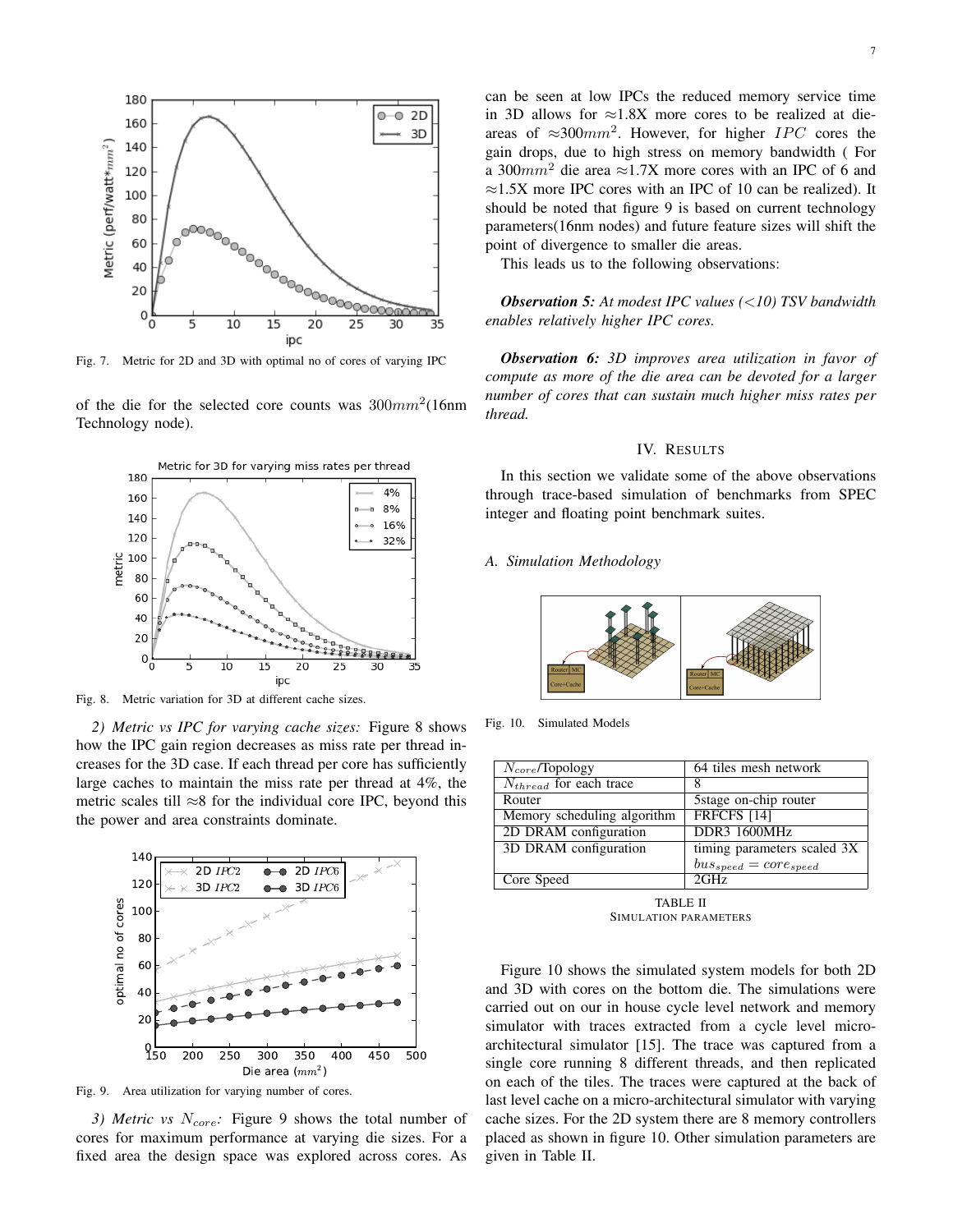Fig. 7. Metric for 2D and 3D with optimal no of cores of varying IPC

of the die for the selected core counts was $300mm^2$(16nm Technology node).

Fig. 8. Metric variation for 3D at different cache sizes.

*2) Metric vs IPC for varying cache sizes:* Figure 8 shows how the IPC gain region decreases as miss rate per thread increases for the 3D case. If each thread per core has sufficiently large caches to maintain the miss rate per thread at 4%, the metric scales till ≈8 for the individual core IPC, beyond this the power and area constraints dominate.

Fig. 9. Area utilization for varying number of cores.

*3) Metric vs $N_{core}$:* Figure 9 shows the total number of cores for maximum performance at varying die sizes. For a fixed area the design space was explored across cores. As can be seen at low IPCs the reduced memory service time in 3D allows for ≈1.8X more cores to be realized at die-areas of $\approx 300mm^2$. However, for higher $IPC$ cores the gain drops, due to high stress on memory bandwidth ( For a $300mm^2$ die area ≈1.7X more cores with an IPC of 6 and ≈1.5X more IPC cores with an IPC of 10 can be realized). It should be noted that figure 9 is based on current technology parameters(16nm nodes) and future feature sizes will shift the point of divergence to smaller die areas.

This leads us to the following observations:

***Observation 5:*** *At modest IPC values (<10) TSV bandwidth enables relatively higher IPC cores.*

***Observation 6:*** *3D improves area utilization in favor of compute as more of the die area can be devoted for a larger number of cores that can sustain much higher miss rates per thread.*

## IV. Results

In this section we validate some of the above observations through trace-based simulation of benchmarks from SPEC integer and floating point benchmark suites.

### A. Simulation Methodology

Fig. 10. Simulated Models

| $N_{core}$/Topology | 64 tiles mesh network |
|---|---|
| $N_{thread}$ for each trace | 8 |
| Router | 5stage on-chip router |
| Memory scheduling algorithm | FRFCFS [14] |
| 2D DRAM configuration | DDR3 1600MHz |
| 3D DRAM configuration | timing parameters scaled 3X $bus_{speed} = core_{speed}$ |
| Core Speed | 2GHz |

TABLE II
SIMULATION PARAMETERS

Figure 10 shows the simulated system models for both 2D and 3D with cores on the bottom die. The simulations were carried out on our in house cycle level network and memory simulator with traces extracted from a cycle level micro-architectural simulator [15]. The trace was captured from a single core running 8 different threads, and then replicated on each of the tiles. The traces were captured at the back of last level cache on a micro-architectural simulator with varying cache sizes. For the 2D system there are 8 memory controllers placed as shown in figure 10. Other simulation parameters are given in Table II.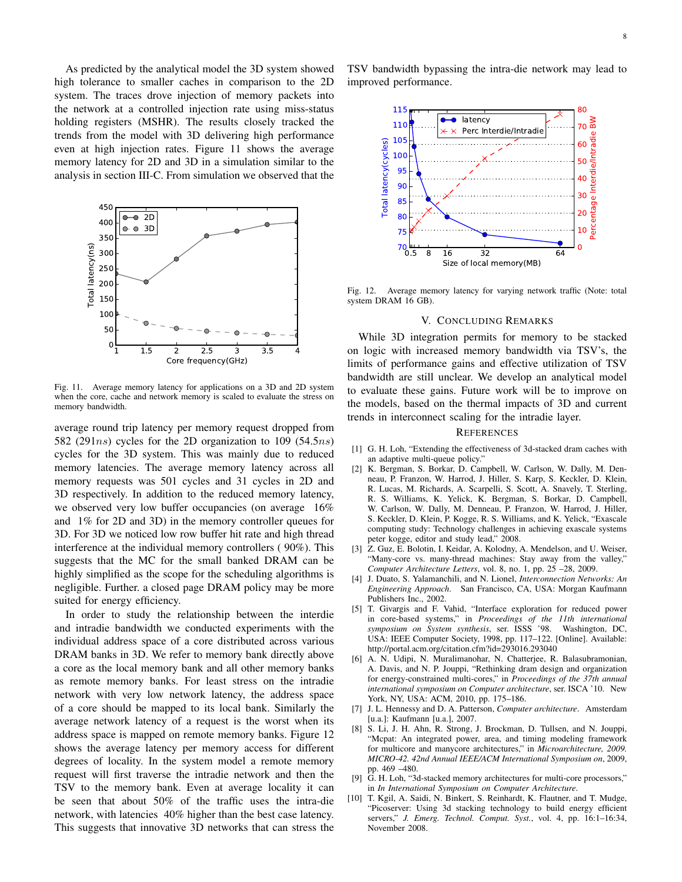As predicted by the analytical model the 3D system showed high tolerance to smaller caches in comparison to the 2D system. The traces drove injection of memory packets into the network at a controlled injection rate using miss-status holding registers (MSHR). The results closely tracked the trends from the model with 3D delivering high performance even at high injection rates. Figure 11 shows the average memory latency for 2D and 3D in a simulation similar to the analysis in section III-C. From simulation we observed that the average round trip latency per memory request dropped from 582 (291$ns$) cycles for the 2D organization to 109 (54.5$ns$) cycles for the 3D system. This was mainly due to reduced memory latencies. The average memory latency across all memory requests was 501 cycles and 31 cycles in 2D and 3D respectively. In addition to the reduced memory latency, we observed very low buffer occupancies (on average 16% and 1% for 2D and 3D) in the memory controller queues for 3D. For 3D we noticed low row buffer hit rate and high thread interference in the individual memory controllers ( 90%). This suggests that the MC for the small banked DRAM can be highly simplified as the scope for the scheduling algorithms is negligible. Further. a closed page DRAM policy may be more suited for energy efficiency.

Fig. 11. Average memory latency for applications on a 3D and 2D system when the core, cache and network memory is scaled to evaluate the stress on memory bandwidth.

In order to study the relationship between the interdie and intradie bandwidth we conducted experiments with the individual address space of a core distributed across various DRAM banks in 3D. We refer to memory bank directly above a core as the local memory bank and all other memory banks as remote memory banks. For least stress on the intradie network with very low network latency, the address space of a core should be mapped to its local bank. Similarly the average network latency of a request is the worst when its address space is mapped on remote memory banks. Figure 12 shows the average latency per memory access for different degrees of locality. In the system model a remote memory request will first traverse the intradie network and then the TSV to the memory bank. Even at average locality it can be seen that about 50% of the traffic uses the intra-die network, with latencies 40% higher than the best case latency. This suggests that innovative 3D networks that can stress the TSV bandwidth bypassing the intra-die network may lead to improved performance.

Fig. 12. Average memory latency for varying network traffic (Note: total system DRAM 16 GB).

## V. Concluding Remarks

While 3D integration permits for memory to be stacked on logic with increased memory bandwidth via TSV's, the limits of performance gains and effective utilization of TSV bandwidth are still unclear. We develop an analytical model to evaluate these gains. Future work will be to improve on the models, based on the thermal impacts of 3D and current trends in interconnect scaling for the intradie layer.

## References

[1] G. H. Loh, "Extending the effectiveness of 3d-stacked dram caches with an adaptive multi-queue policy."

[2] K. Bergman, S. Borkar, D. Campbell, W. Carlson, W. Dally, M. Denneau, P. Franzon, W. Harrod, J. Hiller, S. Karp, S. Keckler, D. Klein, R. Lucas, M. Richards, A. Scarpelli, S. Scott, A. Snavely, T. Sterling, R. S. Williams, K. Yelick, K. Bergman, S. Borkar, D. Campbell, W. Carlson, W. Dally, M. Denneau, P. Franzon, W. Harrod, J. Hiller, S. Keckler, D. Klein, P. Kogge, R. S. Williams, and K. Yelick, "Exascale computing study: Technology challenges in achieving exascale systems peter kogge, editor and study lead," 2008.

[3] Z. Guz, E. Bolotin, I. Keidar, A. Kolodny, A. Mendelson, and U. Weiser, "Many-core vs. many-thread machines: Stay away from the valley," *Computer Architecture Letters*, vol. 8, no. 1, pp. 25 –28, 2009.

[4] J. Duato, S. Yalamanchili, and N. Lionel, *Interconnection Networks: An Engineering Approach*. San Francisco, CA, USA: Morgan Kaufmann Publishers Inc., 2002.

[5] T. Givargis and F. Vahid, "Interface exploration for reduced power in core-based systems," in *Proceedings of the 11th international symposium on System synthesis*, ser. ISSS '98. Washington, DC, USA: IEEE Computer Society, 1998, pp. 117–122. [Online]. Available: http://portal.acm.org/citation.cfm?id=293016.293040

[6] A. N. Udipi, N. Muralimanohar, N. Chatterjee, R. Balasubramonian, A. Davis, and N. P. Jouppi, "Rethinking dram design and organization for energy-constrained multi-cores," in *Proceedings of the 37th annual international symposium on Computer architecture*, ser. ISCA '10. New York, NY, USA: ACM, 2010, pp. 175–186.

[7] J. L. Hennessy and D. A. Patterson, *Computer architecture*. Amsterdam [u.a.]: Kaufmann [u.a.], 2007.

[8] S. Li, J. H. Ahn, R. Strong, J. Brockman, D. Tullsen, and N. Jouppi, "Mcpat: An integrated power, area, and timing modeling framework for multicore and manycore architectures," in *Microarchitecture, 2009. MICRO-42. 42nd Annual IEEE/ACM International Symposium on*, 2009, pp. 469 –480.

[9] G. H. Loh, "3d-stacked memory architectures for multi-core processors," in *In International Symposium on Computer Architecture*.

[10] T. Kgil, A. Saidi, N. Binkert, S. Reinhardt, K. Flautner, and T. Mudge, "Picoserver: Using 3d stacking technology to build energy efficient servers," *J. Emerg. Technol. Comput. Syst.*, vol. 4, pp. 16:1–16:34, November 2008.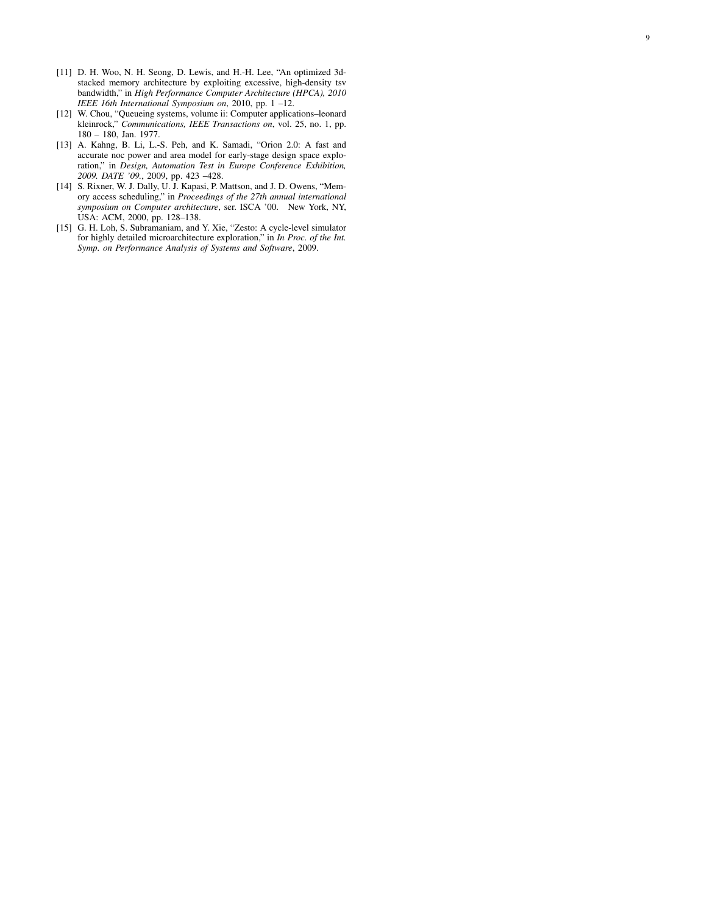[11] D. H. Woo, N. H. Seong, D. Lewis, and H.-H. Lee, "An optimized 3d-stacked memory architecture by exploiting excessive, high-density tsv bandwidth," in *High Performance Computer Architecture (HPCA), 2010 IEEE 16th International Symposium on*, 2010, pp. 1 –12.

[12] W. Chou, "Queueing systems, volume ii: Computer applications–leonard kleinrock," *Communications, IEEE Transactions on*, vol. 25, no. 1, pp. 180 – 180, Jan. 1977.

[13] A. Kahng, B. Li, L.-S. Peh, and K. Samadi, "Orion 2.0: A fast and accurate noc power and area model for early-stage design space exploration," in *Design, Automation Test in Europe Conference Exhibition, 2009. DATE '09.*, 2009, pp. 423 –428.

[14] S. Rixner, W. J. Dally, U. J. Kapasi, P. Mattson, and J. D. Owens, "Memory access scheduling," in *Proceedings of the 27th annual international symposium on Computer architecture*, ser. ISCA '00. New York, NY, USA: ACM, 2000, pp. 128–138.

[15] G. H. Loh, S. Subramaniam, and Y. Xie, "Zesto: A cycle-level simulator for highly detailed microarchitecture exploration," in *In Proc. of the Int. Symp. on Performance Analysis of Systems and Software*, 2009.